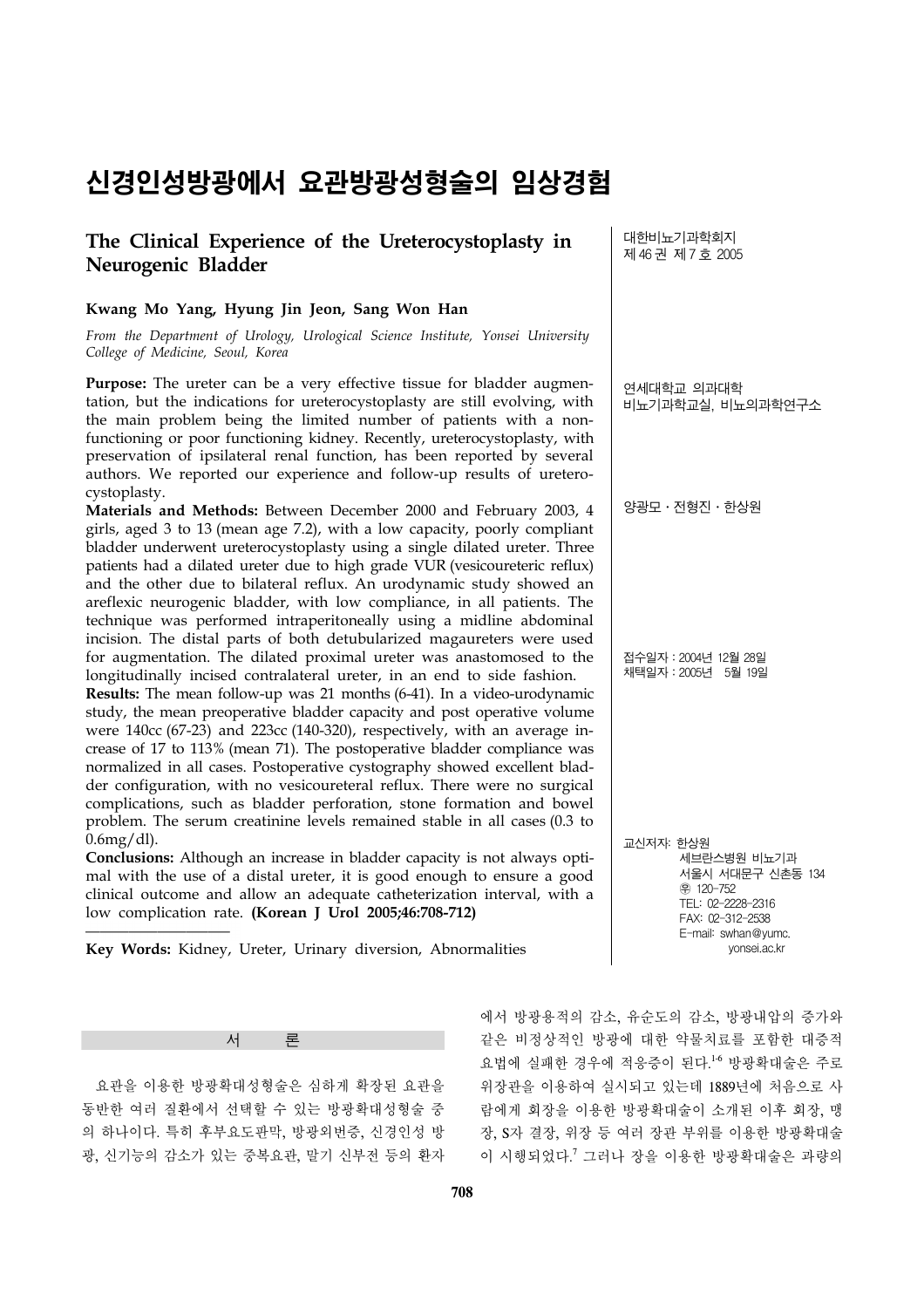# 신경인성방광에서 요관방광성형술의 임상경험

## The Clinical Experience of the Ureterocystoplasty in Neurogenic Bladder

**Kwang Mo Yang, Hyung Jin Jeon, Sang Won Han**

*From the Department of Urology, Urological Science Institute, Yonsei University College of Medicine, Seoul, Korea*

연세대학교 의과대학
비뇨기과학교실, 비뇨의과학연구소

양광모 · 전형진 · 한상원

**Purpose:** The ureter can be a very effective tissue for bladder augmentation, but the indications for ureterocystoplasty are still evolving, with the main problem being the limited number of patients with a nonfunctioning or poor functioning kidney. Recently, ureterocystoplasty, with preservation of ipsilateral renal function, has been reported by several authors. We reported our experience and follow-up results of ureterocystoplasty.

**Materials and Methods:** Between December 2000 and February 2003, 4 girls, aged 3 to 13 (mean age 7.2), with a low capacity, poorly compliant bladder underwent ureterocystoplasty using a single dilated ureter. Three patients had a dilated ureter due to high grade VUR (vesicoureteric reflux) and the other due to bilateral reflux. An urodynamic study showed an areflexic neurogenic bladder, with low compliance, in all patients. The technique was performed intraperitoneally using a midline abdominal incision. The distal parts of both detubularized magaureters were used for augmentation. The dilated proximal ureter was anastomosed to the longitudinally incised contralateral ureter, in an end to side fashion.

**Results:** The mean follow-up was 21 months (6-41). In a video-urodynamic study, the mean preoperative bladder capacity and post operative volume were 140cc (67-23) and 223cc (140-320), respectively, with an average increase of 17 to 113% (mean 71). The postoperative bladder compliance was normalized in all cases. Postoperative cystography showed excellent bladder configuration, with no vesicoureteral reflux. There were no surgical complications, such as bladder perforation, stone formation and bowel problem. The serum creatinine levels remained stable in all cases (0.3 to 0.6mg/dl).

**Conclusions:** Although an increase in bladder capacity is not always optimal with the use of a distal ureter, it is good enough to ensure a good clinical outcome and allow an adequate catheterization interval, with a low complication rate. **(Korean J Urol 2005;46:708-712)**

**Key Words:** Kidney, Ureter, Urinary diversion, Abnormalities

접수일자 : 2004년 12월 28일
채택일자 : 2005년 5월 19일

교신저자: 한상원
세브란스병원 비뇨기과
서울시 서대문구 신촌동 134
㊞ 120-752
TEL: 02-2228-2316
FAX: 02-312-2538
E-mail: swhan@yumc.yonsei.ac.kr

## 서 론

요관을 이용한 방광확대성형술은 심하게 확장된 요관을 동반한 여러 질환에서 선택할 수 있는 방광확대성형술 중의 하나이다. 특히 후부요도판막, 방광외번증, 신경인성 방광, 신기능의 감소가 있는 중복요관, 말기 신부전 등의 환자에서 방광용적의 감소, 유순도의 감소, 방광내압의 증가와 같은 비정상적인 방광에 대한 약물치료를 포함한 대증적 요법에 실패한 경우에 적응증이 된다.[1-6] 방광확대술은 주로 위장관을 이용하여 실시되고 있는데 1889년에 처음으로 사람에게 회장을 이용한 방광확대술이 소개된 이후 회장, 맹장, S자 결장, 위장 등 여러 장관 부위를 이용한 방광확대술이 시행되었다.[7] 그러나 장을 이용한 방광확대술은 과량의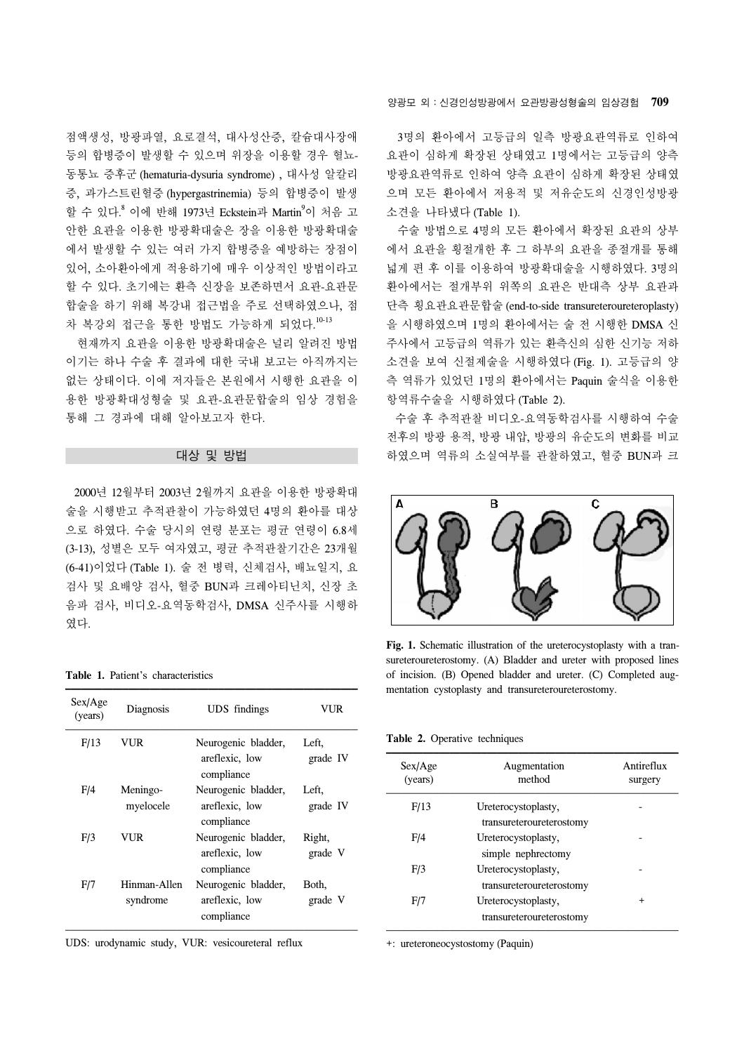점액생성, 방광파열, 요로결석, 대사성산증, 칼슘대사장애 등의 합병증이 발생할 수 있으며 위장을 이용할 경우 혈뇨-동통뇨 증후군 (hematuria-dysuria syndrome) , 대사성 알칼리증, 과가스트린혈증 (hypergastrinemia) 등의 합병증이 발생할 수 있다.[8] 이에 반해 1973년 Eckstein과 Martin[9]이 처음 고안한 요관을 이용한 방광확대술은 장을 이용한 방광확대술에서 발생할 수 있는 여러 가지 합병증을 예방하는 장점이 있어, 소아환아에게 적용하기에 매우 이상적인 방법이라고 할 수 있다. 초기에는 환측 신장을 보존하면서 요관-요관문합술을 하기 위해 복강내 접근법을 주로 선택하였으나, 점차 복강외 접근을 통한 방법도 가능하게 되었다.[10-13]

현재까지 요관을 이용한 방광확대술은 널리 알려진 방법이기는 하나 수술 후 결과에 대한 국내 보고는 아직까지는 없는 상태이다. 이에 저자들은 본원에서 시행한 요관을 이용한 방광확대성형술 및 요관-요관문합술의 임상 경험을 통해 그 경과에 대해 알아보고자 한다.

## 대상 및 방법

2000년 12월부터 2003년 2월까지 요관을 이용한 방광확대술을 시행받고 추적관찰이 가능하였던 4명의 환아를 대상으로 하였다. 수술 당시의 연령 분포는 평균 연령이 6.8세 (3-13), 성별은 모두 여자였고, 평균 추적관찰기간은 23개월 (6-41)이었다 (Table 1). 술 전 병력, 신체검사, 배뇨일지, 요검사 및 요배양 검사, 혈중 BUN과 크레아티닌치, 신장 초음파 검사, 비디오-요역동학검사, DMSA 신주사를 시행하였다.

**Table 1.** Patient's characteristics

| Sex/Age (years) | Diagnosis | UDS findings | VUR |
|---|---|---|---|
| F/13 | VUR | Neurogenic bladder, areflexic, low compliance | Left, grade IV |
| F/4 | Meningo-myelocele | Neurogenic bladder, areflexic, low compliance | Left, grade IV |
| F/3 | VUR | Neurogenic bladder, areflexic, low compliance | Right, grade V |
| F/7 | Hinman-Allen syndrome | Neurogenic bladder, areflexic, low compliance | Both, grade V |

UDS: urodynamic study, VUR: vesicoureteral reflux

3명의 환아에서 고등급의 일측 방광요관역류로 인하여 요관이 심하게 확장된 상태였고 1명에서는 고등급의 양측 방광요관역류로 인하여 양측 요관이 심하게 확장된 상태였으며 모든 환아에서 저용적 및 저유순도의 신경인성방광 소견을 나타냈다 (Table 1).

수술 방법으로 4명의 모든 환아에서 확장된 요관의 상부에서 요관을 횡절개한 후 그 하부의 요관을 종절개를 통해 넓게 편 후 이를 이용하여 방광확대술을 시행하였다. 3명의 환아에서는 절개부위 위쪽의 요관은 반대측 상부 요관과 단측 횡요관요관문합술 (end-to-side transureteroureteroplasty)을 시행하였으며 1명의 환아에서는 술 전 시행한 DMSA 신주사에서 고등급의 역류가 있는 환측신의 심한 신기능 저하 소견을 보여 신절제술을 시행하였다 (Fig. 1). 고등급의 양측 역류가 있었던 1명의 환아에서는 Paquin 술식을 이용한 항역류수술을 시행하였다 (Table 2).

수술 후 추적관찰 비디오-요역동학검사를 시행하여 수술 전후의 방광 용적, 방광 내압, 방광의 유순도의 변화를 비교하였으며 역류의 소실여부를 관찰하였고, 혈중 BUN과 크

**Fig. 1.** Schematic illustration of the ureterocystoplasty with a transureteroureterostomy. (A) Bladder and ureter with proposed lines of incision. (B) Opened bladder and ureter. (C) Completed augmentation cystoplasty and transureteroureterostomy.

**Table 2.** Operative techniques

| Sex/Age (years) | Augmentation method | Antireflux surgery |
|---|---|---|
| F/13 | Ureterocystoplasty, transureteroureterostomy | - |
| F/4 | Ureterocystoplasty, simple nephrectomy | - |
| F/3 | Ureterocystoplasty, transureteroureterostomy | - |
| F/7 | Ureterocystoplasty, transureteroureterostomy | + |

+: ureteroneocystostomy (Paquin)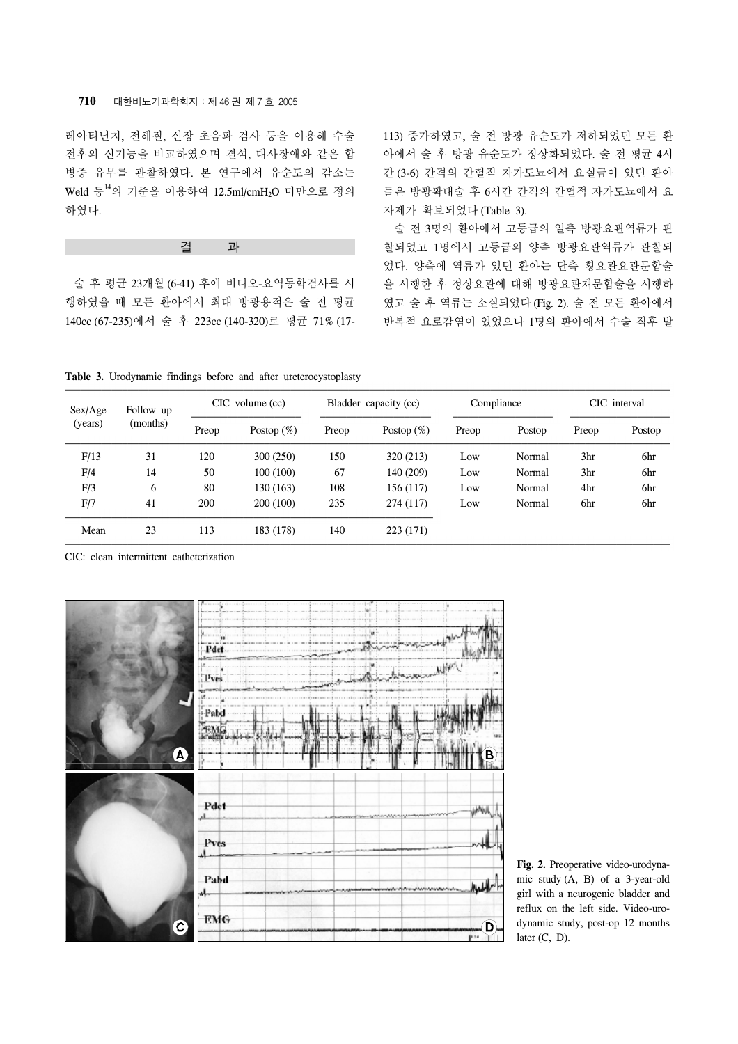크레아티닌치, 전해질, 신장 초음파 검사 등을 이용해 수술 전후의 신기능을 비교하였으며 결석, 대사장애와 같은 합병증 유무를 관찰하였다. 본 연구에서 유순도의 감소는 Weld 등[14]의 기준을 이용하여 12.5ml/cm$H_2O$ 미만으로 정의하였다.

## 결 과

술 후 평균 23개월 (6-41) 후에 비디오-요역동학검사를 시행하였을 때 모든 환아에서 최대 방광용적은 술 전 평균 140cc (67-235)에서 술 후 223cc (140-320)로 평균 71% (17-113) 증가하였고, 술 전 방광 유순도가 저하되었던 모든 환아에서 술 후 방광 유순도가 정상화되었다. 술 전 평균 4시간 (3-6) 간격의 간헐적 자가도뇨에서 요실금이 있던 환아들은 방광확대술 후 6시간 간격의 간헐적 자가도뇨에서 요자제가 확보되었다 (Table 3).

술 전 3명의 환아에서 고등급의 일측 방광요관역류가 관찰되었고 1명에서 고등급의 양측 방광요관역류가 관찰되었다. 양측에 역류가 있던 환아는 단측 횡요관요관문합술을 시행한 후 정상요관에 대해 방광요관재문합술을 시행하였고 술 후 역류는 소실되었다 (Fig. 2). 술 전 모든 환아에서 반복적 요로감염이 있었으나 1명의 환아에서 수술 직후 발

**Table 3.** Urodynamic findings before and after ureterocystoplasty

| Sex/Age (years) | Follow up (months) | CIC volume (cc) | | Bladder capacity (cc) | | Compliance | | CIC interval | |
|---|---|---|---|---|---|---|---|---|---|
| | | Preop | Postop (%) | Preop | Postop (%) | Preop | Postop | Preop | Postop |
| F/13 | 31 | 120 | 300 (250) | 150 | 320 (213) | Low | Normal | 3hr | 6hr |
| F/4 | 14 | 50 | 100 (100) | 67 | 140 (209) | Low | Normal | 3hr | 6hr |
| F/3 | 6 | 80 | 130 (163) | 108 | 156 (117) | Low | Normal | 4hr | 6hr |
| F/7 | 41 | 200 | 200 (100) | 235 | 274 (117) | Low | Normal | 6hr | 6hr |
| Mean | 23 | 113 | 183 (178) | 140 | 223 (171) | | | | |

CIC: clean intermittent catheterization

**Fig. 2.** Preoperative video-urodynamic study (A, B) of a 3-year-old girl with a neurogenic bladder and reflux on the left side. Video-urodynamic study, post-op 12 months later (C, D).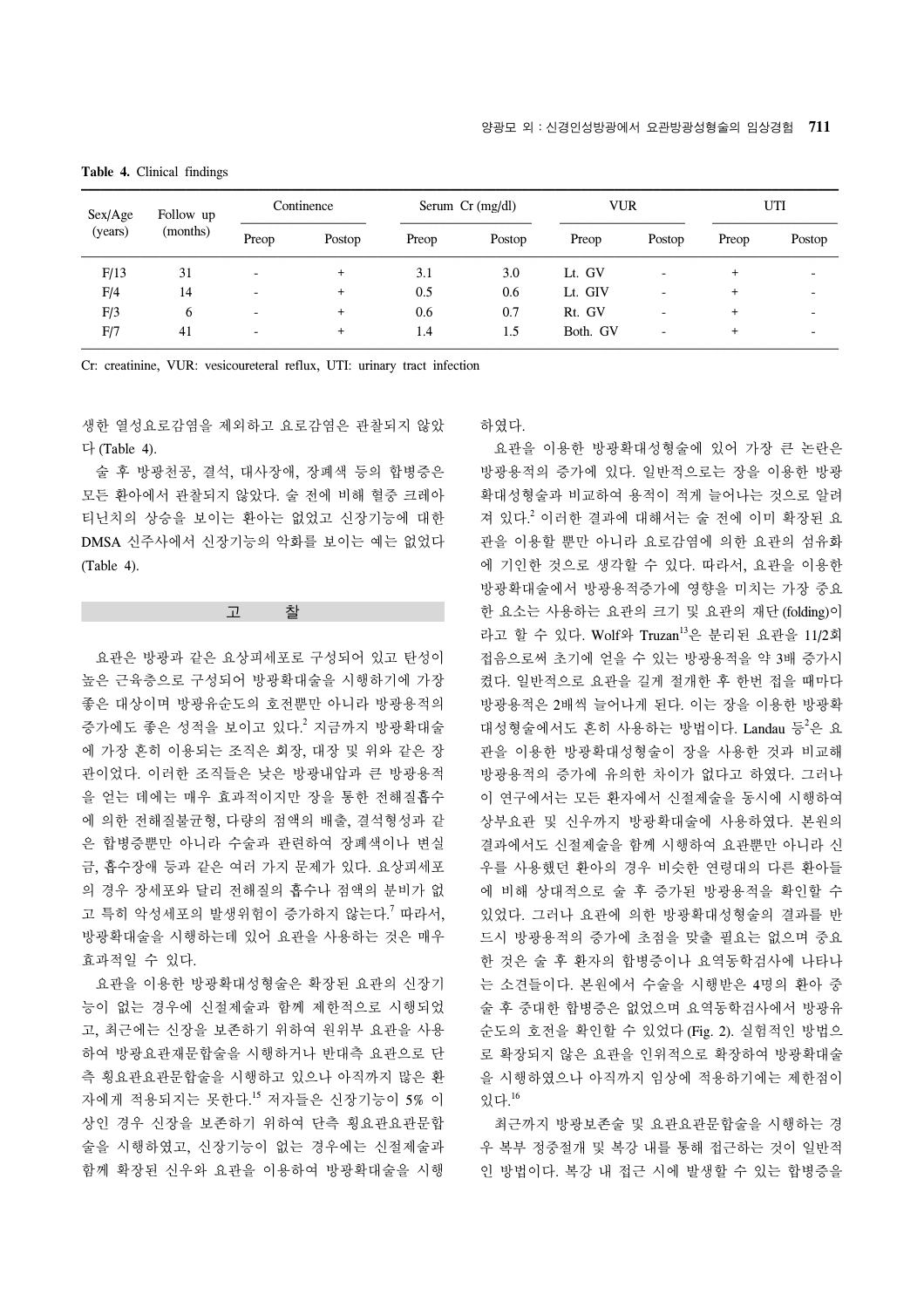**Table 4.** Clinical findings

| Sex/Age (years) | Follow up (months) | Continence | | Serum Cr (mg/dl) | | VUR | | UTI | |
|---|---|---|---|---|---|---|---|---|---|
| | | Preop | Postop | Preop | Postop | Preop | Postop | Preop | Postop |
| F/13 | 31 | - | + | 3.1 | 3.0 | Lt. GV | - | + | - |
| F/4 | 14 | - | + | 0.5 | 0.6 | Lt. GIV | - | + | - |
| F/3 | 6 | - | + | 0.6 | 0.7 | Rt. GV | - | + | - |
| F/7 | 41 | - | + | 1.4 | 1.5 | Both. GV | - | + | - |

Cr: creatinine, VUR: vesicoureteral reflux, UTI: urinary tract infection

생한 열성요로감염을 제외하고 요로감염은 관찰되지 않았다 (Table 4).

술 후 방광천공, 결석, 대사장애, 장폐색 등의 합병증은 모든 환아에서 관찰되지 않았다. 술 전에 비해 혈중 크레아티닌치의 상승을 보이는 환아는 없었고 신장기능에 대한 DMSA 신주사에서 신장기능의 악화를 보이는 예는 없었다 (Table 4).

## 고 찰

요관은 방광과 같은 요상피세포로 구성되어 있고 탄성이 높은 근육층으로 구성되어 방광확대술을 시행하기에 가장 좋은 대상이며 방광유순도의 호전뿐만 아니라 방광용적의 증가에도 좋은 성적을 보이고 있다.[2] 지금까지 방광확대술에 가장 흔히 이용되는 조직은 회장, 대장 및 위와 같은 장관이었다. 이러한 조직들은 낮은 방광내압과 큰 방광용적을 얻는 데에는 매우 효과적이지만 장을 통한 전해질흡수에 의한 전해질불균형, 다량의 점액의 배출, 결석형성과 같은 합병증뿐만 아니라 수술과 관련하여 장폐색이나 변실금, 흡수장애 등과 같은 여러 가지 문제가 있다. 요상피세포의 경우 장세포와 달리 전해질의 흡수나 점액의 분비가 없고 특히 악성세포의 발생위험이 증가하지 않는다.[7] 따라서, 방광확대술을 시행하는데 있어 요관을 사용하는 것은 매우 효과적일 수 있다.

요관을 이용한 방광확대성형술은 확장된 요관의 신장기능이 없는 경우에 신절제술과 함께 제한적으로 시행되었고, 최근에는 신장을 보존하기 위하여 원위부 요관을 사용하여 방광요관재문합술을 시행하거나 반대측 요관으로 단측 횡요관요관문합술을 시행하고 있으나 아직까지 많은 환자에게 적용되지는 못한다.[15] 저자들은 신장기능이 5% 이상인 경우 신장을 보존하기 위하여 단측 횡요관요관문합술을 시행하였고, 신장기능이 없는 경우에는 신절제술과 함께 확장된 신우와 요관을 이용하여 방광확대술을 시행하였다.

요관을 이용한 방광확대성형술에 있어 가장 큰 논란은 방광용적의 증가에 있다. 일반적으로는 장을 이용한 방광확대성형술과 비교하여 용적이 적게 늘어나는 것으로 알려져 있다.[2] 이러한 결과에 대해서는 술 전에 이미 확장된 요관을 이용할 뿐만 아니라 요로감염에 의한 요관의 섬유화에 기인한 것으로 생각할 수 있다. 따라서, 요관을 이용한 방광확대술에서 방광용적증가에 영향을 미치는 가장 중요한 요소는 사용하는 요관의 크기 및 요관의 재단 (folding)이라고 할 수 있다. Wolf와 Truzan[13]은 분리된 요관을 11/2회 접음으로써 초기에 얻을 수 있는 방광용적을 약 3배 증가시켰다. 일반적으로 요관을 길게 절개한 후 한번 접을 때마다 방광용적은 2배씩 늘어나게 된다. 이는 장을 이용한 방광확대성형술에서도 흔히 사용하는 방법이다. Landau 등[2]은 요관을 이용한 방광확대성형술이 장을 사용한 것과 비교해 방광용적의 증가에 유의한 차이가 없다고 하였다. 그러나 이 연구에서는 모든 환자에서 신절제술을 동시에 시행하여 상부요관 및 신우까지 방광확대술에 사용하였다. 본원의 결과에서도 신절제술을 함께 시행하여 요관뿐만 아니라 신우를 사용했던 환아의 경우 비슷한 연령대의 다른 환아들에 비해 상대적으로 술 후 증가된 방광용적을 확인할 수 있었다. 그러나 요관에 의한 방광확대성형술의 결과를 반드시 방광용적의 증가에 초점을 맞출 필요는 없으며 중요한 것은 술 후 환자의 합병증이나 요역동학검사에 나타나는 소견들이다. 본원에서 수술을 시행받은 4명의 환아 중 술 후 중대한 합병증은 없었으며 요역동학검사에서 방광유순도의 호전을 확인할 수 있었다 (Fig. 2). 실험적인 방법으로 확장되지 않은 요관을 인위적으로 확장하여 방광확대술을 시행하였으나 아직까지 임상에 적용하기에는 제한점이 있다.[16]

최근까지 방광보존술 및 요관요관문합술을 시행하는 경우 복부 정중절개 및 복강 내를 통해 접근하는 것이 일반적인 방법이다. 복강 내 접근 시에 발생할 수 있는 합병증을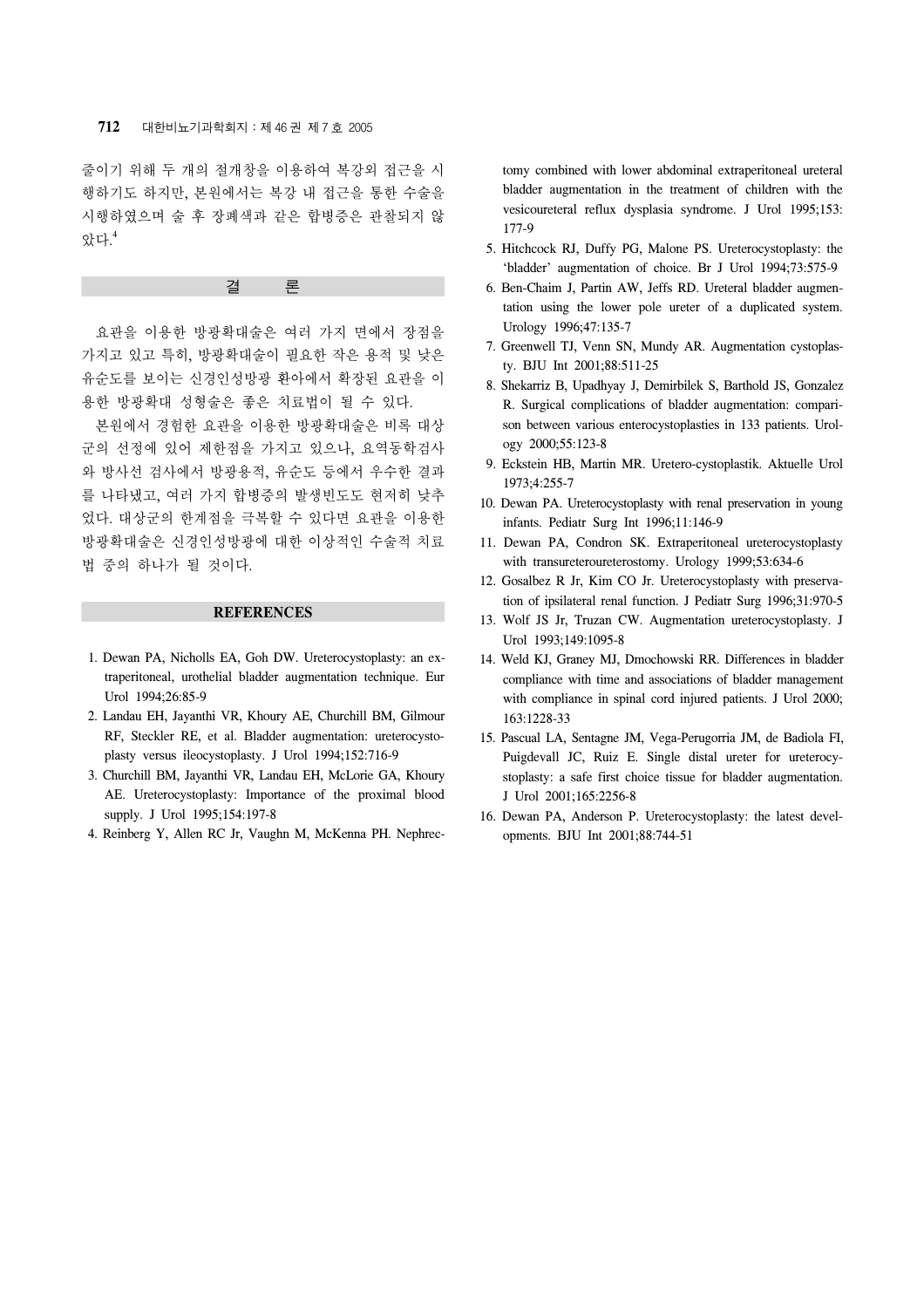줄이기 위해 두 개의 절개창을 이용하여 복강외 접근을 시행하기도 하지만, 본원에서는 복강 내 접근을 통한 수술을 시행하였으며 술 후 장폐색과 같은 합병증은 관찰되지 않았다.[4]

## 결 론

요관을 이용한 방광확대술은 여러 가지 면에서 장점을 가지고 있고 특히, 방광확대술이 필요한 작은 용적 및 낮은 유순도를 보이는 신경인성방광 환아에서 확장된 요관을 이용한 방광확대 성형술은 좋은 치료법이 될 수 있다.

본원에서 경험한 요관을 이용한 방광확대술은 비록 대상군의 선정에 있어 제한점을 가지고 있으나, 요역동학검사와 방사선 검사에서 방광용적, 유순도 등에서 우수한 결과를 나타냈고, 여러 가지 합병증의 발생빈도도 현저히 낮추었다. 대상군의 한계점을 극복할 수 있다면 요관을 이용한 방광확대술은 신경인성방광에 대한 이상적인 수술적 치료법 중의 하나가 될 것이다.

## REFERENCES

1. Dewan PA, Nicholls EA, Goh DW. Ureterocystoplasty: an extraperitoneal, urothelial bladder augmentation technique. Eur Urol 1994;26:85-9
2. Landau EH, Jayanthi VR, Khoury AE, Churchill BM, Gilmour RF, Steckler RE, et al. Bladder augmentation: ureterocystoplasty versus ileocystoplasty. J Urol 1994;152:716-9
3. Churchill BM, Jayanthi VR, Landau EH, McLorie GA, Khoury AE. Ureterocystoplasty: Importance of the proximal blood supply. J Urol 1995;154:197-8
4. Reinberg Y, Allen RC Jr, Vaughn M, McKenna PH. Nephrectomy combined with lower abdominal extraperitoneal ureteral bladder augmentation in the treatment of children with the vesicoureteral reflux dysplasia syndrome. J Urol 1995;153: 177-9
5. Hitchcock RJ, Duffy PG, Malone PS. Ureterocystoplasty: the 'bladder' augmentation of choice. Br J Urol 1994;73:575-9
6. Ben-Chaim J, Partin AW, Jeffs RD. Ureteral bladder augmentation using the lower pole ureter of a duplicated system. Urology 1996;47:135-7
7. Greenwell TJ, Venn SN, Mundy AR. Augmentation cystoplasty. BJU Int 2001;88:511-25
8. Shekarriz B, Upadhyay J, Demirbilek S, Barthold JS, Gonzalez R. Surgical complications of bladder augmentation: comparison between various enterocystoplasties in 133 patients. Urology 2000;55:123-8
9. Eckstein HB, Martin MR. Uretero-cystoplastik. Aktuelle Urol 1973;4:255-7
10. Dewan PA. Ureterocystoplasty with renal preservation in young infants. Pediatr Surg Int 1996;11:146-9
11. Dewan PA, Condron SK. Extraperitoneal ureterocystoplasty with transureteroureterostomy. Urology 1999;53:634-6
12. Gosalbez R Jr, Kim CO Jr. Ureterocystoplasty with preservation of ipsilateral renal function. J Pediatr Surg 1996;31:970-5
13. Wolf JS Jr, Truzan CW. Augmentation ureterocystoplasty. J Urol 1993;149:1095-8
14. Weld KJ, Graney MJ, Dmochowski RR. Differences in bladder compliance with time and associations of bladder management with compliance in spinal cord injured patients. J Urol 2000; 163:1228-33
15. Pascual LA, Sentagne JM, Vega-Perugorria JM, de Badiola FI, Puigdevall JC, Ruiz E. Single distal ureter for ureterocystoplasty: a safe first choice tissue for bladder augmentation. J Urol 2001;165:2256-8
16. Dewan PA, Anderson P. Ureterocystoplasty: the latest developments. BJU Int 2001;88:744-51